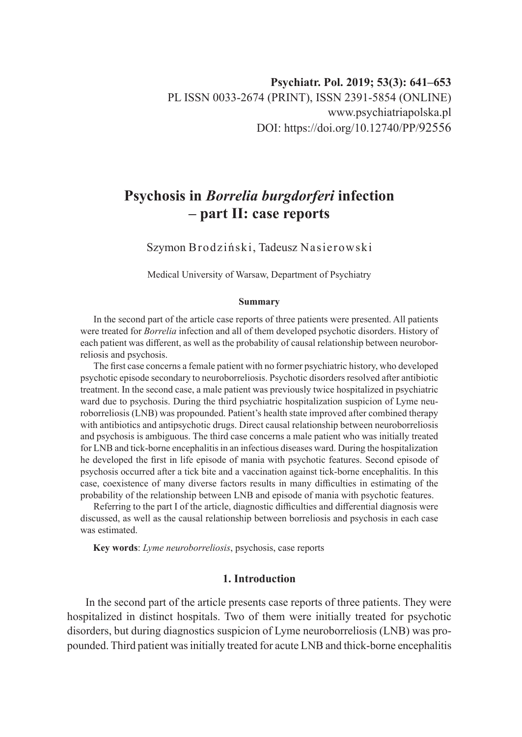Psychiatr. Pol. 2019; 53(3): 641–653
PL ISSN 0033-2674 (PRINT), ISSN 2391-5854 (ONLINE)
www.psychiatriapolska.pl
DOI: https://doi.org/10.12740/PP/92556

# Psychosis in *Borrelia burgdorferi* infection – part II: case reports

Szymon Brodziński, Tadeusz Nasierowski

Medical University of Warsaw, Department of Psychiatry

**Summary**

In the second part of the article case reports of three patients were presented. All patients were treated for *Borrelia* infection and all of them developed psychotic disorders. History of each patient was different, as well as the probability of causal relationship between neuroborreliosis and psychosis.

The first case concerns a female patient with no former psychiatric history, who developed psychotic episode secondary to neuroborreliosis. Psychotic disorders resolved after antibiotic treatment. In the second case, a male patient was previously twice hospitalized in psychiatric ward due to psychosis. During the third psychiatric hospitalization suspicion of Lyme neuroborreliosis (LNB) was propounded. Patient's health state improved after combined therapy with antibiotics and antipsychotic drugs. Direct causal relationship between neuroborreliosis and psychosis is ambiguous. The third case concerns a male patient who was initially treated for LNB and tick-borne encephalitis in an infectious diseases ward. During the hospitalization he developed the first in life episode of mania with psychotic features. Second episode of psychosis occurred after a tick bite and a vaccination against tick-borne encephalitis. In this case, coexistence of many diverse factors results in many difficulties in estimating of the probability of the relationship between LNB and episode of mania with psychotic features.

Referring to the part I of the article, diagnostic difficulties and differential diagnosis were discussed, as well as the causal relationship between borreliosis and psychosis in each case was estimated.

**Key words**: *Lyme neuroborreliosis*, psychosis, case reports

## 1. Introduction

In the second part of the article presents case reports of three patients. They were hospitalized in distinct hospitals. Two of them were initially treated for psychotic disorders, but during diagnostics suspicion of Lyme neuroborreliosis (LNB) was propounded. Third patient was initially treated for acute LNB and thick-borne encephalitis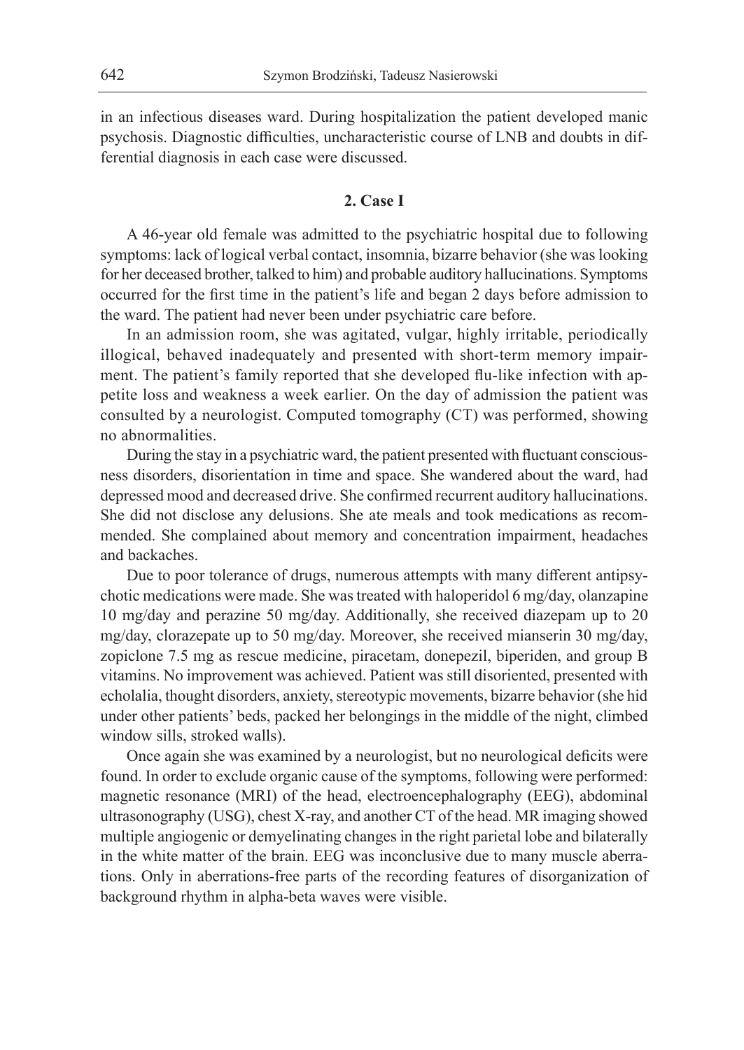in an infectious diseases ward. During hospitalization the patient developed manic psychosis. Diagnostic difficulties, uncharacteristic course of LNB and doubts in differential diagnosis in each case were discussed.

## 2. Case I

A 46-year old female was admitted to the psychiatric hospital due to following symptoms: lack of logical verbal contact, insomnia, bizarre behavior (she was looking for her deceased brother, talked to him) and probable auditory hallucinations. Symptoms occurred for the first time in the patient's life and began 2 days before admission to the ward. The patient had never been under psychiatric care before.

In an admission room, she was agitated, vulgar, highly irritable, periodically illogical, behaved inadequately and presented with short-term memory impairment. The patient's family reported that she developed flu-like infection with appetite loss and weakness a week earlier. On the day of admission the patient was consulted by a neurologist. Computed tomography (CT) was performed, showing no abnormalities.

During the stay in a psychiatric ward, the patient presented with fluctuant consciousness disorders, disorientation in time and space. She wandered about the ward, had depressed mood and decreased drive. She confirmed recurrent auditory hallucinations. She did not disclose any delusions. She ate meals and took medications as recommended. She complained about memory and concentration impairment, headaches and backaches.

Due to poor tolerance of drugs, numerous attempts with many different antipsychotic medications were made. She was treated with haloperidol 6 mg/day, olanzapine 10 mg/day and perazine 50 mg/day. Additionally, she received diazepam up to 20 mg/day, clorazepate up to 50 mg/day. Moreover, she received mianserin 30 mg/day, zopiclone 7.5 mg as rescue medicine, piracetam, donepezil, biperiden, and group B vitamins. No improvement was achieved. Patient was still disoriented, presented with echolalia, thought disorders, anxiety, stereotypic movements, bizarre behavior (she hid under other patients' beds, packed her belongings in the middle of the night, climbed window sills, stroked walls).

Once again she was examined by a neurologist, but no neurological deficits were found. In order to exclude organic cause of the symptoms, following were performed: magnetic resonance (MRI) of the head, electroencephalography (EEG), abdominal ultrasonography (USG), chest X-ray, and another CT of the head. MR imaging showed multiple angiogenic or demyelinating changes in the right parietal lobe and bilaterally in the white matter of the brain. EEG was inconclusive due to many muscle aberrations. Only in aberrations-free parts of the recording features of disorganization of background rhythm in alpha-beta waves were visible.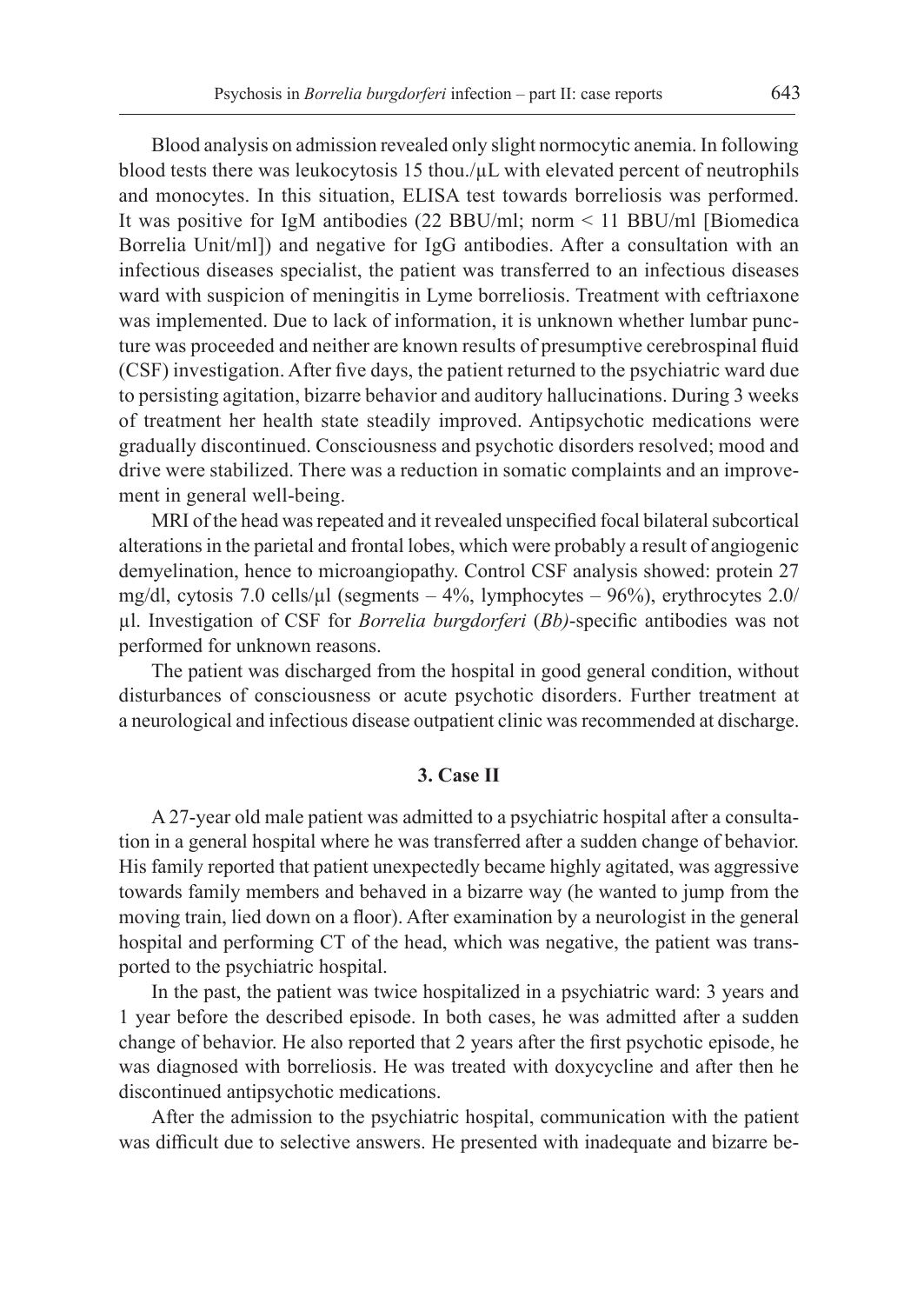Blood analysis on admission revealed only slight normocytic anemia. In following blood tests there was leukocytosis 15 thou./µL with elevated percent of neutrophils and monocytes. In this situation, ELISA test towards borreliosis was performed. It was positive for IgM antibodies (22 BBU/ml; norm < 11 BBU/ml [Biomedica Borrelia Unit/ml]) and negative for IgG antibodies. After a consultation with an infectious diseases specialist, the patient was transferred to an infectious diseases ward with suspicion of meningitis in Lyme borreliosis. Treatment with ceftriaxone was implemented. Due to lack of information, it is unknown whether lumbar puncture was proceeded and neither are known results of presumptive cerebrospinal fluid (CSF) investigation. After five days, the patient returned to the psychiatric ward due to persisting agitation, bizarre behavior and auditory hallucinations. During 3 weeks of treatment her health state steadily improved. Antipsychotic medications were gradually discontinued. Consciousness and psychotic disorders resolved; mood and drive were stabilized. There was a reduction in somatic complaints and an improvement in general well-being.

MRI of the head was repeated and it revealed unspecified focal bilateral subcortical alterations in the parietal and frontal lobes, which were probably a result of angiogenic demyelination, hence to microangiopathy. Control CSF analysis showed: protein 27 mg/dl, cytosis 7.0 cells/µl (segments – 4%, lymphocytes – 96%), erythrocytes 2.0/µl. Investigation of CSF for *Borrelia burgdorferi* (*Bb)*-specific antibodies was not performed for unknown reasons.

The patient was discharged from the hospital in good general condition, without disturbances of consciousness or acute psychotic disorders. Further treatment at a neurological and infectious disease outpatient clinic was recommended at discharge.

## 3. Case II

A 27-year old male patient was admitted to a psychiatric hospital after a consultation in a general hospital where he was transferred after a sudden change of behavior. His family reported that patient unexpectedly became highly agitated, was aggressive towards family members and behaved in a bizarre way (he wanted to jump from the moving train, lied down on a floor). After examination by a neurologist in the general hospital and performing CT of the head, which was negative, the patient was transported to the psychiatric hospital.

In the past, the patient was twice hospitalized in a psychiatric ward: 3 years and 1 year before the described episode. In both cases, he was admitted after a sudden change of behavior. He also reported that 2 years after the first psychotic episode, he was diagnosed with borreliosis. He was treated with doxycycline and after then he discontinued antipsychotic medications.

After the admission to the psychiatric hospital, communication with the patient was difficult due to selective answers. He presented with inadequate and bizarre be-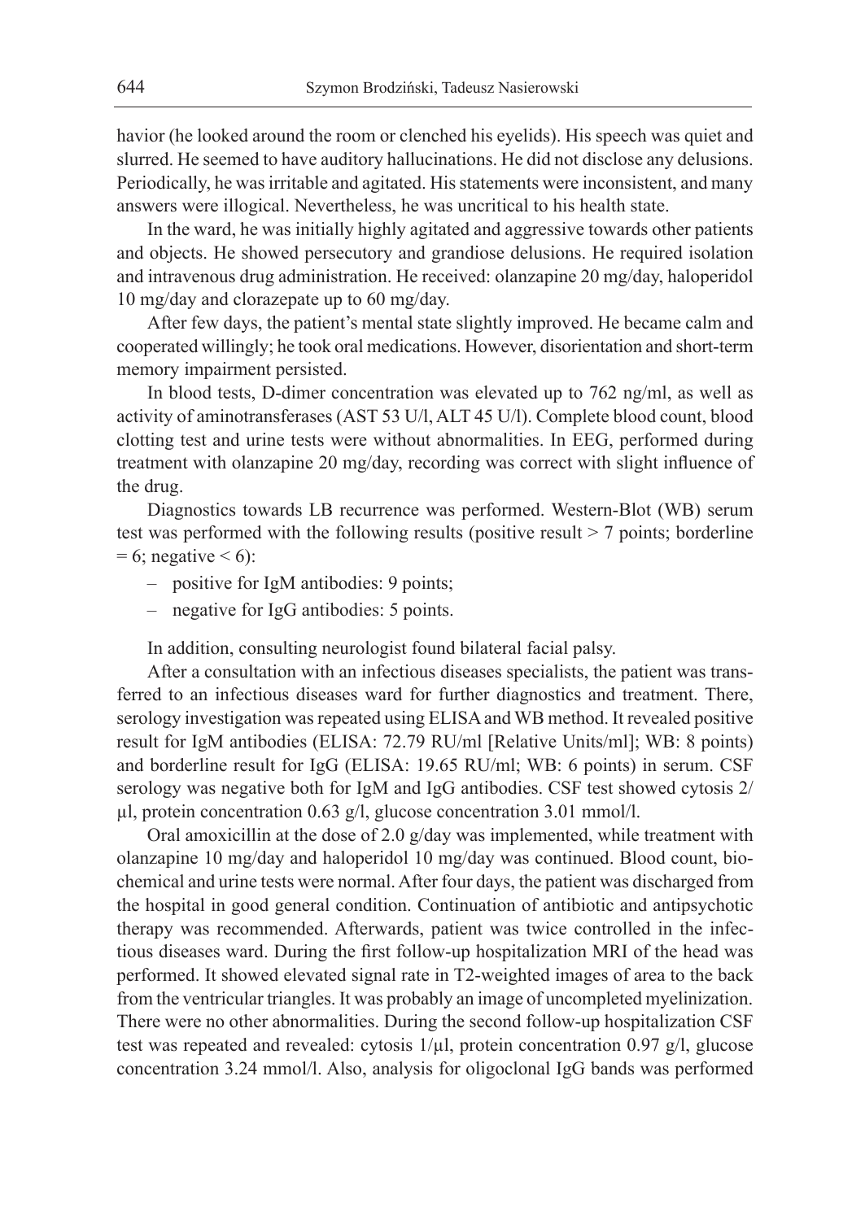havior (he looked around the room or clenched his eyelids). His speech was quiet and slurred. He seemed to have auditory hallucinations. He did not disclose any delusions. Periodically, he was irritable and agitated. His statements were inconsistent, and many answers were illogical. Nevertheless, he was uncritical to his health state.

In the ward, he was initially highly agitated and aggressive towards other patients and objects. He showed persecutory and grandiose delusions. He required isolation and intravenous drug administration. He received: olanzapine 20 mg/day, haloperidol 10 mg/day and clorazepate up to 60 mg/day.

After few days, the patient's mental state slightly improved. He became calm and cooperated willingly; he took oral medications. However, disorientation and short-term memory impairment persisted.

In blood tests, D-dimer concentration was elevated up to 762 ng/ml, as well as activity of aminotransferases (AST 53 U/l, ALT 45 U/l). Complete blood count, blood clotting test and urine tests were without abnormalities. In EEG, performed during treatment with olanzapine 20 mg/day, recording was correct with slight influence of the drug.

Diagnostics towards LB recurrence was performed. Western-Blot (WB) serum test was performed with the following results (positive result > 7 points; borderline = 6; negative < 6):

- positive for IgM antibodies: 9 points;
- negative for IgG antibodies: 5 points.

In addition, consulting neurologist found bilateral facial palsy.

After a consultation with an infectious diseases specialists, the patient was transferred to an infectious diseases ward for further diagnostics and treatment. There, serology investigation was repeated using ELISA and WB method. It revealed positive result for IgM antibodies (ELISA: 72.79 RU/ml [Relative Units/ml]; WB: 8 points) and borderline result for IgG (ELISA: 19.65 RU/ml; WB: 6 points) in serum. CSF serology was negative both for IgM and IgG antibodies. CSF test showed cytosis 2/µl, protein concentration 0.63 g/l, glucose concentration 3.01 mmol/l.

Oral amoxicillin at the dose of 2.0 g/day was implemented, while treatment with olanzapine 10 mg/day and haloperidol 10 mg/day was continued. Blood count, biochemical and urine tests were normal. After four days, the patient was discharged from the hospital in good general condition. Continuation of antibiotic and antipsychotic therapy was recommended. Afterwards, patient was twice controlled in the infectious diseases ward. During the first follow-up hospitalization MRI of the head was performed. It showed elevated signal rate in T2-weighted images of area to the back from the ventricular triangles. It was probably an image of uncompleted myelinization. There were no other abnormalities. During the second follow-up hospitalization CSF test was repeated and revealed: cytosis 1/µl, protein concentration 0.97 g/l, glucose concentration 3.24 mmol/l. Also, analysis for oligoclonal IgG bands was performed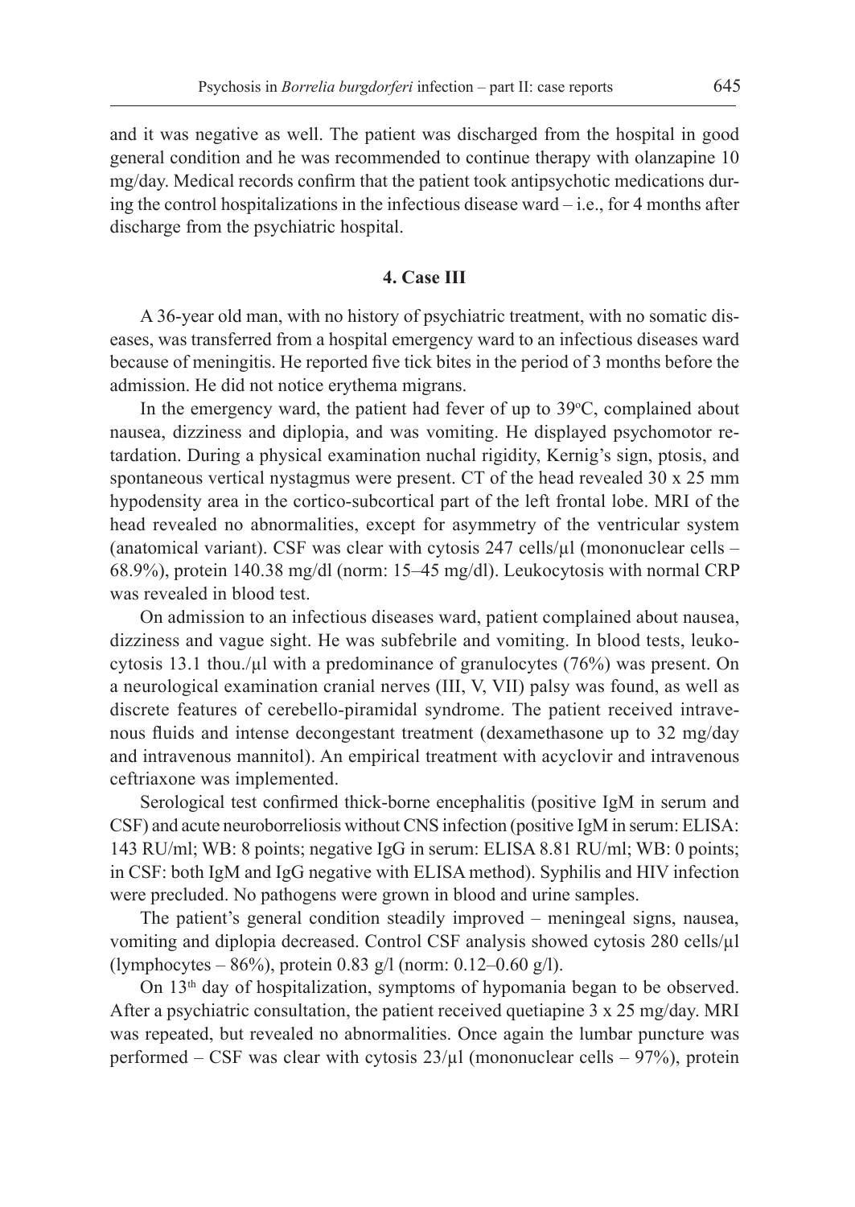and it was negative as well. The patient was discharged from the hospital in good general condition and he was recommended to continue therapy with olanzapine 10 mg/day. Medical records confirm that the patient took antipsychotic medications during the control hospitalizations in the infectious disease ward – i.e., for 4 months after discharge from the psychiatric hospital.

## 4. Case III

A 36-year old man, with no history of psychiatric treatment, with no somatic diseases, was transferred from a hospital emergency ward to an infectious diseases ward because of meningitis. He reported five tick bites in the period of 3 months before the admission. He did not notice erythema migrans.

In the emergency ward, the patient had fever of up to 39°C, complained about nausea, dizziness and diplopia, and was vomiting. He displayed psychomotor retardation. During a physical examination nuchal rigidity, Kernig's sign, ptosis, and spontaneous vertical nystagmus were present. CT of the head revealed 30 x 25 mm hypodensity area in the cortico-subcortical part of the left frontal lobe. MRI of the head revealed no abnormalities, except for asymmetry of the ventricular system (anatomical variant). CSF was clear with cytosis 247 cells/µl (mononuclear cells – 68.9%), protein 140.38 mg/dl (norm: 15–45 mg/dl). Leukocytosis with normal CRP was revealed in blood test.

On admission to an infectious diseases ward, patient complained about nausea, dizziness and vague sight. He was subfebrile and vomiting. In blood tests, leukocytosis 13.1 thou./µl with a predominance of granulocytes (76%) was present. On a neurological examination cranial nerves (III, V, VII) palsy was found, as well as discrete features of cerebello-piramidal syndrome. The patient received intravenous fluids and intense decongestant treatment (dexamethasone up to 32 mg/day and intravenous mannitol). An empirical treatment with acyclovir and intravenous ceftriaxone was implemented.

Serological test confirmed thick-borne encephalitis (positive IgM in serum and CSF) and acute neuroborreliosis without CNS infection (positive IgM in serum: ELISA: 143 RU/ml; WB: 8 points; negative IgG in serum: ELISA 8.81 RU/ml; WB: 0 points; in CSF: both IgM and IgG negative with ELISA method). Syphilis and HIV infection were precluded. No pathogens were grown in blood and urine samples.

The patient's general condition steadily improved – meningeal signs, nausea, vomiting and diplopia decreased. Control CSF analysis showed cytosis 280 cells/µl (lymphocytes – 86%), protein 0.83 g/l (norm: 0.12–0.60 g/l).

On 13th day of hospitalization, symptoms of hypomania began to be observed. After a psychiatric consultation, the patient received quetiapine 3 x 25 mg/day. MRI was repeated, but revealed no abnormalities. Once again the lumbar puncture was performed – CSF was clear with cytosis 23/µl (mononuclear cells – 97%), protein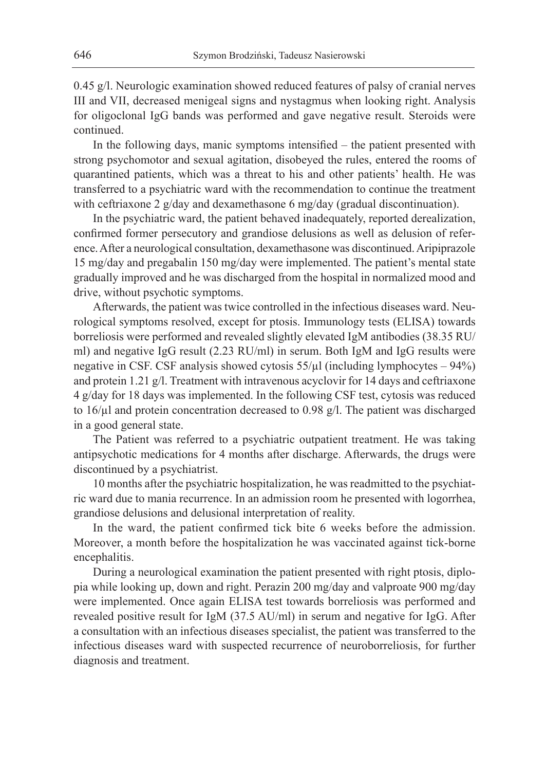0.45 g/l. Neurologic examination showed reduced features of palsy of cranial nerves III and VII, decreased menigeal signs and nystagmus when looking right. Analysis for oligoclonal IgG bands was performed and gave negative result. Steroids were continued.

In the following days, manic symptoms intensified – the patient presented with strong psychomotor and sexual agitation, disobeyed the rules, entered the rooms of quarantined patients, which was a threat to his and other patients' health. He was transferred to a psychiatric ward with the recommendation to continue the treatment with ceftriaxone 2 g/day and dexamethasone 6 mg/day (gradual discontinuation).

In the psychiatric ward, the patient behaved inadequately, reported derealization, confirmed former persecutory and grandiose delusions as well as delusion of reference. After a neurological consultation, dexamethasone was discontinued. Aripiprazole 15 mg/day and pregabalin 150 mg/day were implemented. The patient's mental state gradually improved and he was discharged from the hospital in normalized mood and drive, without psychotic symptoms.

Afterwards, the patient was twice controlled in the infectious diseases ward. Neurological symptoms resolved, except for ptosis. Immunology tests (ELISA) towards borreliosis were performed and revealed slightly elevated IgM antibodies (38.35 RU/ml) and negative IgG result (2.23 RU/ml) in serum. Both IgM and IgG results were negative in CSF. CSF analysis showed cytosis 55/μl (including lymphocytes – 94%) and protein 1.21 g/l. Treatment with intravenous acyclovir for 14 days and ceftriaxone 4 g/day for 18 days was implemented. In the following CSF test, cytosis was reduced to 16/μl and protein concentration decreased to 0.98 g/l. The patient was discharged in a good general state.

The Patient was referred to a psychiatric outpatient treatment. He was taking antipsychotic medications for 4 months after discharge. Afterwards, the drugs were discontinued by a psychiatrist.

10 months after the psychiatric hospitalization, he was readmitted to the psychiatric ward due to mania recurrence. In an admission room he presented with logorrhea, grandiose delusions and delusional interpretation of reality.

In the ward, the patient confirmed tick bite 6 weeks before the admission. Moreover, a month before the hospitalization he was vaccinated against tick-borne encephalitis.

During a neurological examination the patient presented with right ptosis, diplopia while looking up, down and right. Perazin 200 mg/day and valproate 900 mg/day were implemented. Once again ELISA test towards borreliosis was performed and revealed positive result for IgM (37.5 AU/ml) in serum and negative for IgG. After a consultation with an infectious diseases specialist, the patient was transferred to the infectious diseases ward with suspected recurrence of neuroborreliosis, for further diagnosis and treatment.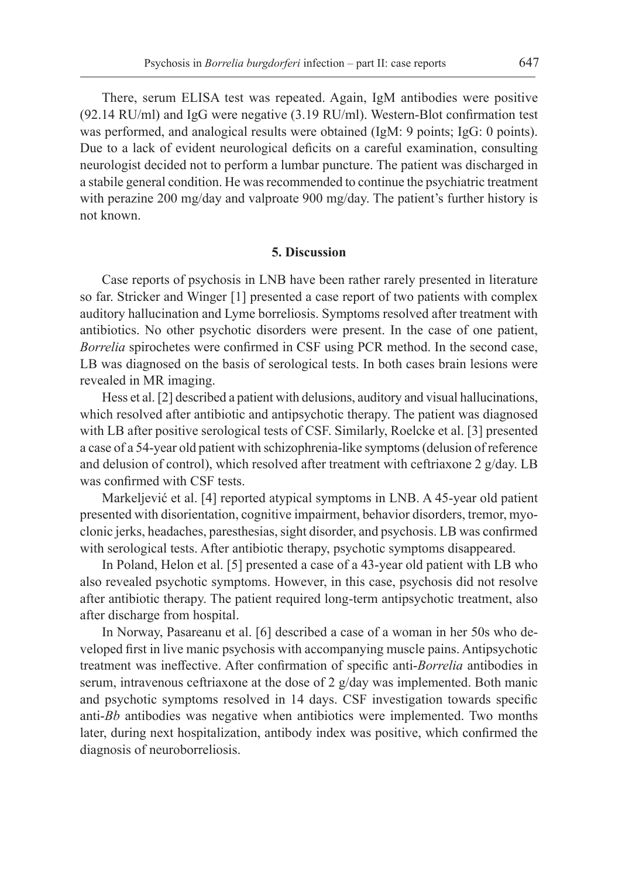There, serum ELISA test was repeated. Again, IgM antibodies were positive (92.14 RU/ml) and IgG were negative (3.19 RU/ml). Western-Blot confirmation test was performed, and analogical results were obtained (IgM: 9 points; IgG: 0 points). Due to a lack of evident neurological deficits on a careful examination, consulting neurologist decided not to perform a lumbar puncture. The patient was discharged in a stabile general condition. He was recommended to continue the psychiatric treatment with perazine 200 mg/day and valproate 900 mg/day. The patient's further history is not known.

## 5. Discussion

Case reports of psychosis in LNB have been rather rarely presented in literature so far. Stricker and Winger [1] presented a case report of two patients with complex auditory hallucination and Lyme borreliosis. Symptoms resolved after treatment with antibiotics. No other psychotic disorders were present. In the case of one patient, *Borrelia* spirochetes were confirmed in CSF using PCR method. In the second case, LB was diagnosed on the basis of serological tests. In both cases brain lesions were revealed in MR imaging.

Hess et al. [2] described a patient with delusions, auditory and visual hallucinations, which resolved after antibiotic and antipsychotic therapy. The patient was diagnosed with LB after positive serological tests of CSF. Similarly, Roelcke et al. [3] presented a case of a 54-year old patient with schizophrenia-like symptoms (delusion of reference and delusion of control), which resolved after treatment with ceftriaxone 2 g/day. LB was confirmed with CSF tests.

Markeljević et al. [4] reported atypical symptoms in LNB. A 45-year old patient presented with disorientation, cognitive impairment, behavior disorders, tremor, myoclonic jerks, headaches, paresthesias, sight disorder, and psychosis. LB was confirmed with serological tests. After antibiotic therapy, psychotic symptoms disappeared.

In Poland, Helon et al. [5] presented a case of a 43-year old patient with LB who also revealed psychotic symptoms. However, in this case, psychosis did not resolve after antibiotic therapy. The patient required long-term antipsychotic treatment, also after discharge from hospital.

In Norway, Pasareanu et al. [6] described a case of a woman in her 50s who developed first in live manic psychosis with accompanying muscle pains. Antipsychotic treatment was ineffective. After confirmation of specific anti-*Borrelia* antibodies in serum, intravenous ceftriaxone at the dose of 2 g/day was implemented. Both manic and psychotic symptoms resolved in 14 days. CSF investigation towards specific anti-*Bb* antibodies was negative when antibiotics were implemented. Two months later, during next hospitalization, antibody index was positive, which confirmed the diagnosis of neuroborreliosis.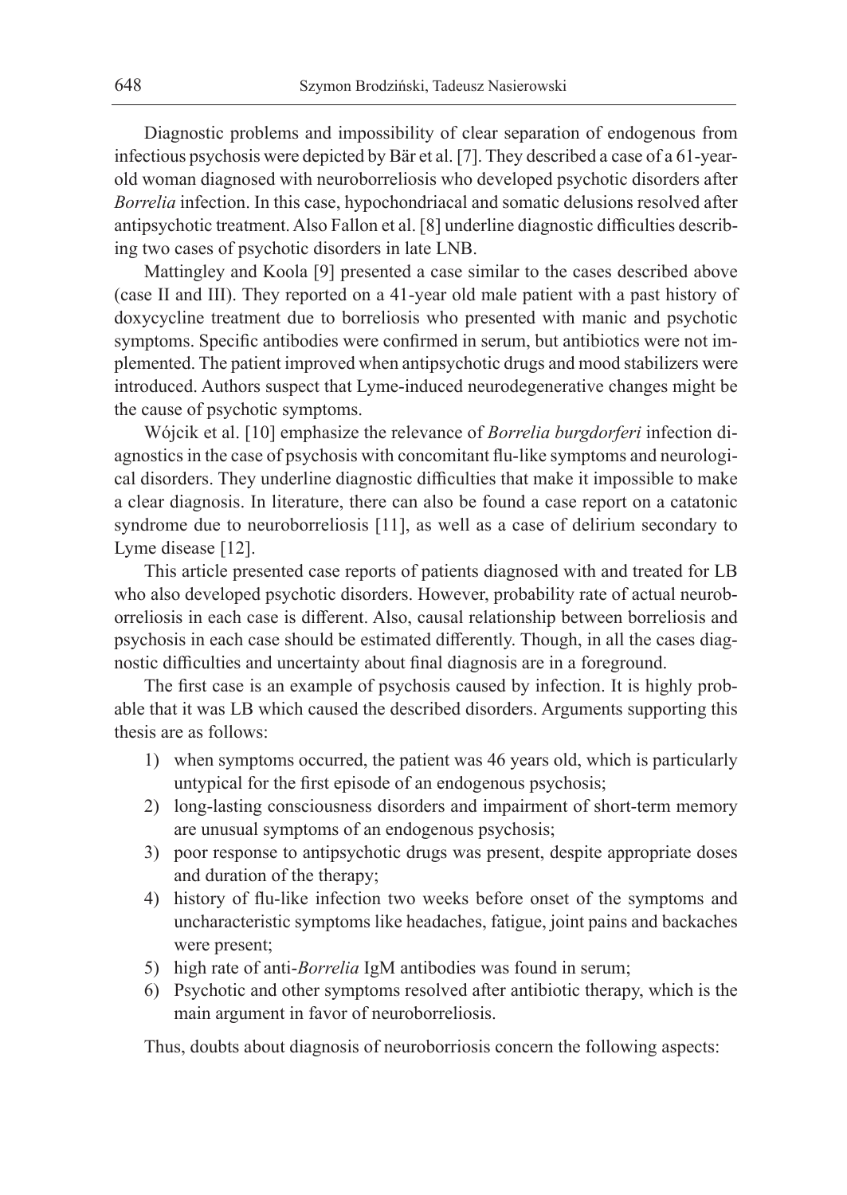Diagnostic problems and impossibility of clear separation of endogenous from infectious psychosis were depicted by Bär et al. [7]. They described a case of a 61-year-old woman diagnosed with neuroborreliosis who developed psychotic disorders after *Borrelia* infection. In this case, hypochondriacal and somatic delusions resolved after antipsychotic treatment. Also Fallon et al. [8] underline diagnostic difficulties describing two cases of psychotic disorders in late LNB.

Mattingley and Koola [9] presented a case similar to the cases described above (case II and III). They reported on a 41-year old male patient with a past history of doxycycline treatment due to borreliosis who presented with manic and psychotic symptoms. Specific antibodies were confirmed in serum, but antibiotics were not implemented. The patient improved when antipsychotic drugs and mood stabilizers were introduced. Authors suspect that Lyme-induced neurodegenerative changes might be the cause of psychotic symptoms.

Wójcik et al. [10] emphasize the relevance of *Borrelia burgdorferi* infection diagnostics in the case of psychosis with concomitant flu-like symptoms and neurological disorders. They underline diagnostic difficulties that make it impossible to make a clear diagnosis. In literature, there can also be found a case report on a catatonic syndrome due to neuroborreliosis [11], as well as a case of delirium secondary to Lyme disease [12].

This article presented case reports of patients diagnosed with and treated for LB who also developed psychotic disorders. However, probability rate of actual neuroborreliosis in each case is different. Also, causal relationship between borreliosis and psychosis in each case should be estimated differently. Though, in all the cases diagnostic difficulties and uncertainty about final diagnosis are in a foreground.

The first case is an example of psychosis caused by infection. It is highly probable that it was LB which caused the described disorders. Arguments supporting this thesis are as follows:

1) when symptoms occurred, the patient was 46 years old, which is particularly untypical for the first episode of an endogenous psychosis;
2) long-lasting consciousness disorders and impairment of short-term memory are unusual symptoms of an endogenous psychosis;
3) poor response to antipsychotic drugs was present, despite appropriate doses and duration of the therapy;
4) history of flu-like infection two weeks before onset of the symptoms and uncharacteristic symptoms like headaches, fatigue, joint pains and backaches were present;
5) high rate of anti-*Borrelia* IgM antibodies was found in serum;
6) Psychotic and other symptoms resolved after antibiotic therapy, which is the main argument in favor of neuroborreliosis.

Thus, doubts about diagnosis of neuroborriosis concern the following aspects: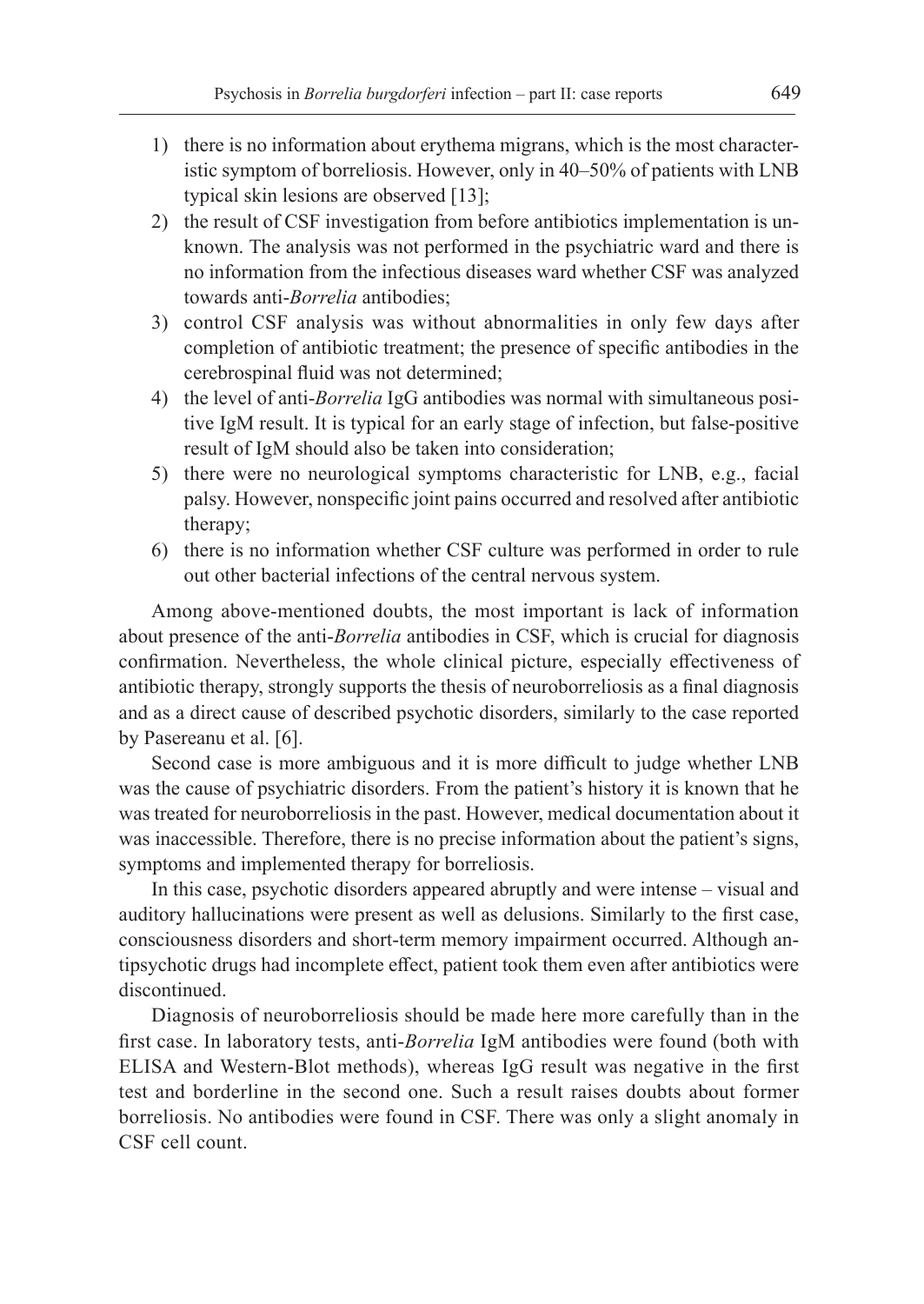1) there is no information about erythema migrans, which is the most characteristic symptom of borreliosis. However, only in 40–50% of patients with LNB typical skin lesions are observed [13];
2) the result of CSF investigation from before antibiotics implementation is unknown. The analysis was not performed in the psychiatric ward and there is no information from the infectious diseases ward whether CSF was analyzed towards anti-*Borrelia* antibodies;
3) control CSF analysis was without abnormalities in only few days after completion of antibiotic treatment; the presence of specific antibodies in the cerebrospinal fluid was not determined;
4) the level of anti-*Borrelia* IgG antibodies was normal with simultaneous positive IgM result. It is typical for an early stage of infection, but false-positive result of IgM should also be taken into consideration;
5) there were no neurological symptoms characteristic for LNB, e.g., facial palsy. However, nonspecific joint pains occurred and resolved after antibiotic therapy;
6) there is no information whether CSF culture was performed in order to rule out other bacterial infections of the central nervous system.

Among above-mentioned doubts, the most important is lack of information about presence of the anti-*Borrelia* antibodies in CSF, which is crucial for diagnosis confirmation. Nevertheless, the whole clinical picture, especially effectiveness of antibiotic therapy, strongly supports the thesis of neuroborreliosis as a final diagnosis and as a direct cause of described psychotic disorders, similarly to the case reported by Pasereanu et al. [6].

Second case is more ambiguous and it is more difficult to judge whether LNB was the cause of psychiatric disorders. From the patient's history it is known that he was treated for neuroborreliosis in the past. However, medical documentation about it was inaccessible. Therefore, there is no precise information about the patient's signs, symptoms and implemented therapy for borreliosis.

In this case, psychotic disorders appeared abruptly and were intense – visual and auditory hallucinations were present as well as delusions. Similarly to the first case, consciousness disorders and short-term memory impairment occurred. Although antipsychotic drugs had incomplete effect, patient took them even after antibiotics were discontinued.

Diagnosis of neuroborreliosis should be made here more carefully than in the first case. In laboratory tests, anti-*Borrelia* IgM antibodies were found (both with ELISA and Western-Blot methods), whereas IgG result was negative in the first test and borderline in the second one. Such a result raises doubts about former borreliosis. No antibodies were found in CSF. There was only a slight anomaly in CSF cell count.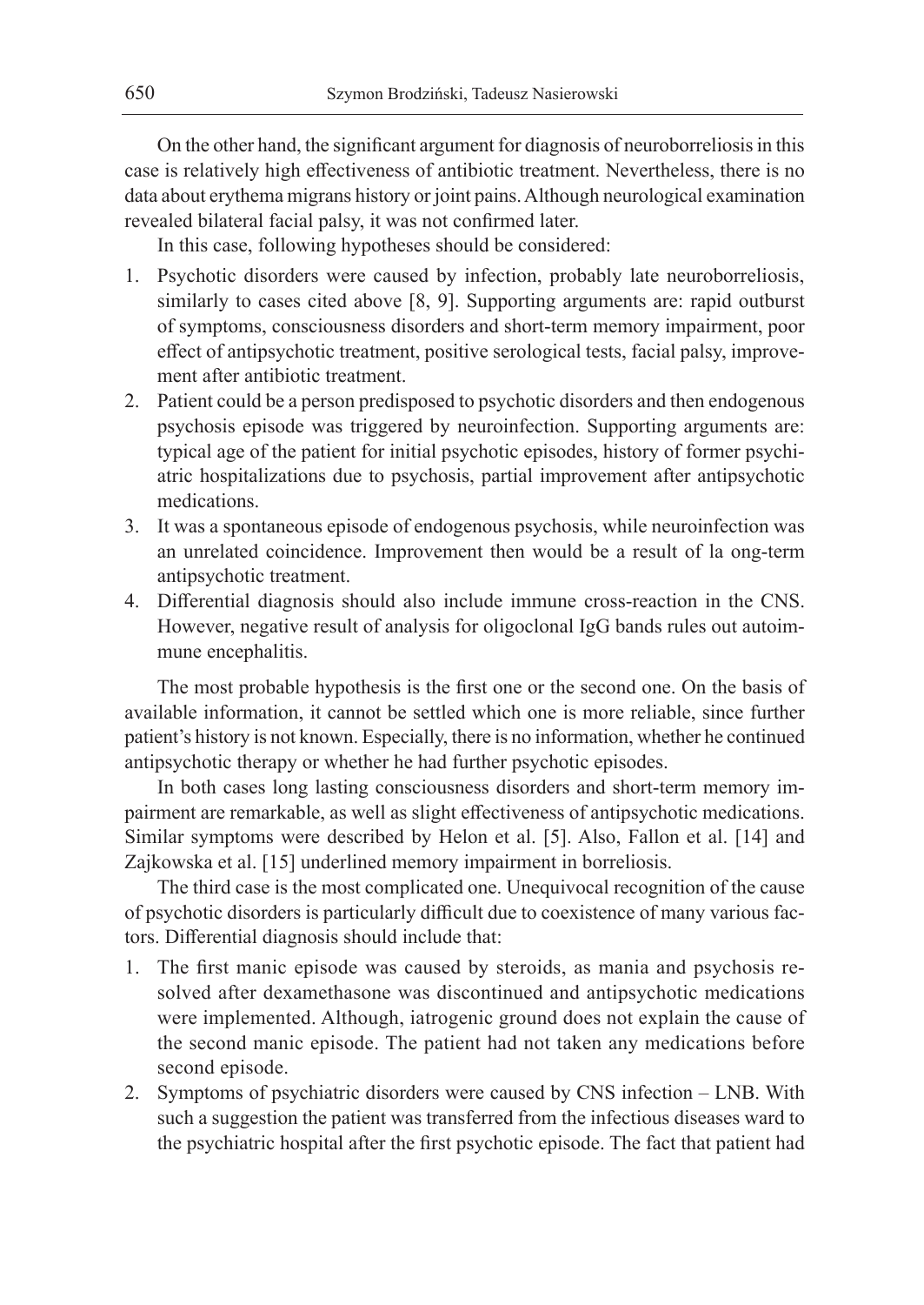On the other hand, the significant argument for diagnosis of neuroborreliosis in this case is relatively high effectiveness of antibiotic treatment. Nevertheless, there is no data about erythema migrans history or joint pains. Although neurological examination revealed bilateral facial palsy, it was not confirmed later.

In this case, following hypotheses should be considered:

1. Psychotic disorders were caused by infection, probably late neuroborreliosis, similarly to cases cited above [8, 9]. Supporting arguments are: rapid outburst of symptoms, consciousness disorders and short-term memory impairment, poor effect of antipsychotic treatment, positive serological tests, facial palsy, improvement after antibiotic treatment.
2. Patient could be a person predisposed to psychotic disorders and then endogenous psychosis episode was triggered by neuroinfection. Supporting arguments are: typical age of the patient for initial psychotic episodes, history of former psychiatric hospitalizations due to psychosis, partial improvement after antipsychotic medications.
3. It was a spontaneous episode of endogenous psychosis, while neuroinfection was an unrelated coincidence. Improvement then would be a result of la ong-term antipsychotic treatment.
4. Differential diagnosis should also include immune cross-reaction in the CNS. However, negative result of analysis for oligoclonal IgG bands rules out autoimmune encephalitis.

The most probable hypothesis is the first one or the second one. On the basis of available information, it cannot be settled which one is more reliable, since further patient's history is not known. Especially, there is no information, whether he continued antipsychotic therapy or whether he had further psychotic episodes.

In both cases long lasting consciousness disorders and short-term memory impairment are remarkable, as well as slight effectiveness of antipsychotic medications. Similar symptoms were described by Helon et al. [5]. Also, Fallon et al. [14] and Zajkowska et al. [15] underlined memory impairment in borreliosis.

The third case is the most complicated one. Unequivocal recognition of the cause of psychotic disorders is particularly difficult due to coexistence of many various factors. Differential diagnosis should include that:

1. The first manic episode was caused by steroids, as mania and psychosis resolved after dexamethasone was discontinued and antipsychotic medications were implemented. Although, iatrogenic ground does not explain the cause of the second manic episode. The patient had not taken any medications before second episode.
2. Symptoms of psychiatric disorders were caused by CNS infection – LNB. With such a suggestion the patient was transferred from the infectious diseases ward to the psychiatric hospital after the first psychotic episode. The fact that patient had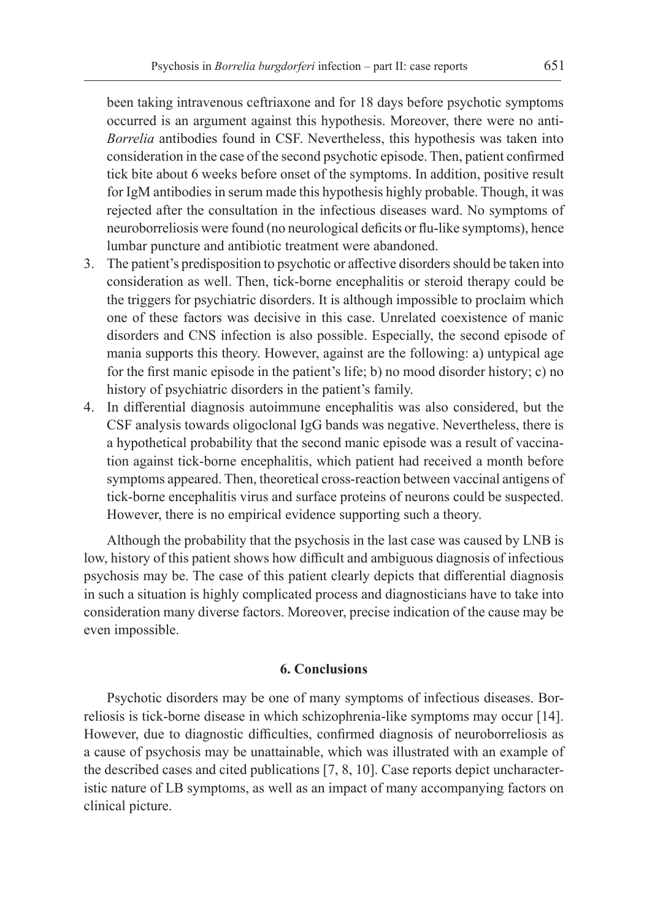been taking intravenous ceftriaxone and for 18 days before psychotic symptoms occurred is an argument against this hypothesis. Moreover, there were no anti-*Borrelia* antibodies found in CSF. Nevertheless, this hypothesis was taken into consideration in the case of the second psychotic episode. Then, patient confirmed tick bite about 6 weeks before onset of the symptoms. In addition, positive result for IgM antibodies in serum made this hypothesis highly probable. Though, it was rejected after the consultation in the infectious diseases ward. No symptoms of neuroborreliosis were found (no neurological deficits or flu-like symptoms), hence lumbar puncture and antibiotic treatment were abandoned.

3. The patient's predisposition to psychotic or affective disorders should be taken into consideration as well. Then, tick-borne encephalitis or steroid therapy could be the triggers for psychiatric disorders. It is although impossible to proclaim which one of these factors was decisive in this case. Unrelated coexistence of manic disorders and CNS infection is also possible. Especially, the second episode of mania supports this theory. However, against are the following: a) untypical age for the first manic episode in the patient's life; b) no mood disorder history; c) no history of psychiatric disorders in the patient's family.
4. In differential diagnosis autoimmune encephalitis was also considered, but the CSF analysis towards oligoclonal IgG bands was negative. Nevertheless, there is a hypothetical probability that the second manic episode was a result of vaccination against tick-borne encephalitis, which patient had received a month before symptoms appeared. Then, theoretical cross-reaction between vaccinal antigens of tick-borne encephalitis virus and surface proteins of neurons could be suspected. However, there is no empirical evidence supporting such a theory.

Although the probability that the psychosis in the last case was caused by LNB is low, history of this patient shows how difficult and ambiguous diagnosis of infectious psychosis may be. The case of this patient clearly depicts that differential diagnosis in such a situation is highly complicated process and diagnosticians have to take into consideration many diverse factors. Moreover, precise indication of the cause may be even impossible.

## 6. Conclusions

Psychotic disorders may be one of many symptoms of infectious diseases. Borreliosis is tick-borne disease in which schizophrenia-like symptoms may occur [14]. However, due to diagnostic difficulties, confirmed diagnosis of neuroborreliosis as a cause of psychosis may be unattainable, which was illustrated with an example of the described cases and cited publications [7, 8, 10]. Case reports depict uncharacteristic nature of LB symptoms, as well as an impact of many accompanying factors on clinical picture.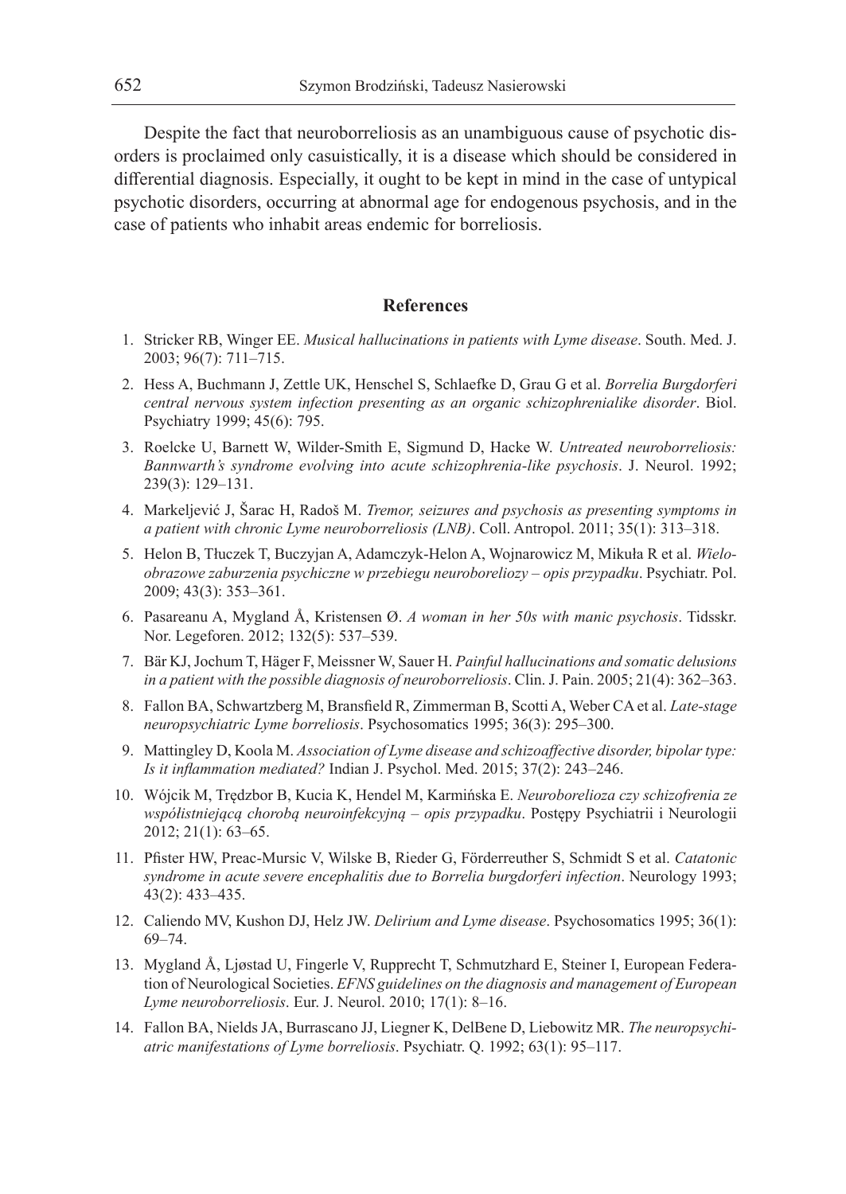Despite the fact that neuroborreliosis as an unambiguous cause of psychotic disorders is proclaimed only casuistically, it is a disease which should be considered in differential diagnosis. Especially, it ought to be kept in mind in the case of untypical psychotic disorders, occurring at abnormal age for endogenous psychosis, and in the case of patients who inhabit areas endemic for borreliosis.

## References

1. Stricker RB, Winger EE. *Musical hallucinations in patients with Lyme disease*. South. Med. J. 2003; 96(7): 711–715.
2. Hess A, Buchmann J, Zettle UK, Henschel S, Schlaefke D, Grau G et al. *Borrelia Burgdorferi central nervous system infection presenting as an organic schizophrenialike disorder*. Biol. Psychiatry 1999; 45(6): 795.
3. Roelcke U, Barnett W, Wilder-Smith E, Sigmund D, Hacke W. *Untreated neuroborreliosis: Bannwarth's syndrome evolving into acute schizophrenia-like psychosis*. J. Neurol. 1992; 239(3): 129–131.
4. Markeljević J, Šarac H, Radoš M. *Tremor, seizures and psychosis as presenting symptoms in a patient with chronic Lyme neuroborreliosis (LNB)*. Coll. Antropol. 2011; 35(1): 313–318.
5. Helon B, Tłuczek T, Buczyjan A, Adamczyk-Helon A, Wojnarowicz M, Mikuła R et al. *Wieloobrazowe zaburzenia psychiczne w przebiegu neuroboreliozy – opis przypadku*. Psychiatr. Pol. 2009; 43(3): 353–361.
6. Pasareanu A, Mygland Å, Kristensen Ø. *A woman in her 50s with manic psychosis*. Tidsskr. Nor. Legeforen. 2012; 132(5): 537–539.
7. Bär KJ, Jochum T, Häger F, Meissner W, Sauer H. *Painful hallucinations and somatic delusions in a patient with the possible diagnosis of neuroborreliosis*. Clin. J. Pain. 2005; 21(4): 362–363.
8. Fallon BA, Schwartzberg M, Bransfield R, Zimmerman B, Scotti A, Weber CA et al. *Late-stage neuropsychiatric Lyme borreliosis*. Psychosomatics 1995; 36(3): 295–300.
9. Mattingley D, Koola M. *Association of Lyme disease and schizoaffective disorder, bipolar type: Is it inflammation mediated?* Indian J. Psychol. Med. 2015; 37(2): 243–246.
10. Wójcik M, Trędzbor B, Kucia K, Hendel M, Karmińska E. *Neuroborelioza czy schizofrenia ze współistniejącą chorobą neuroinfekcyjną – opis przypadku*. Postępy Psychiatrii i Neurologii 2012; 21(1): 63–65.
11. Pfister HW, Preac-Mursic V, Wilske B, Rieder G, Förderreuther S, Schmidt S et al. *Catatonic syndrome in acute severe encephalitis due to Borrelia burgdorferi infection*. Neurology 1993; 43(2): 433–435.
12. Caliendo MV, Kushon DJ, Helz JW. *Delirium and Lyme disease*. Psychosomatics 1995; 36(1): 69–74.
13. Mygland Å, Ljøstad U, Fingerle V, Rupprecht T, Schmutzhard E, Steiner I, European Federation of Neurological Societies. *EFNS guidelines on the diagnosis and management of European Lyme neuroborreliosis*. Eur. J. Neurol. 2010; 17(1): 8–16.
14. Fallon BA, Nields JA, Burrascano JJ, Liegner K, DelBene D, Liebowitz MR. *The neuropsychiatric manifestations of Lyme borreliosis*. Psychiatr. Q. 1992; 63(1): 95–117.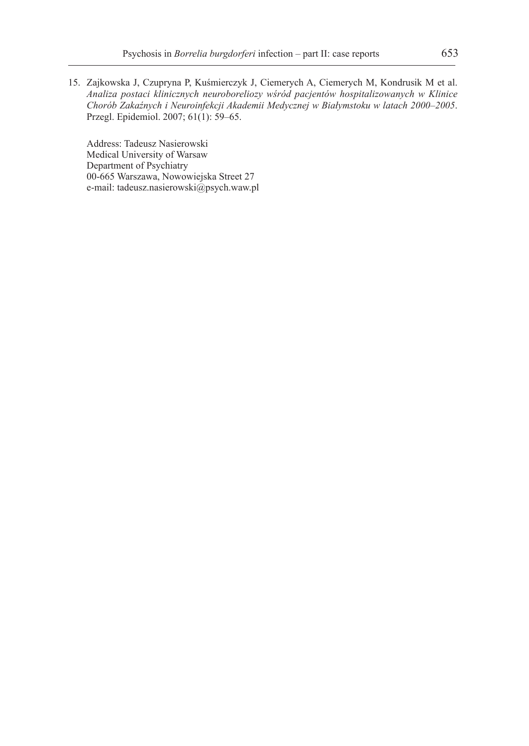15. Zajkowska J, Czupryna P, Kuśmierczyk J, Ciemerych A, Ciemerych M, Kondrusik M et al. *Analiza postaci klinicznych neuroboreliozy wśród pacjentów hospitalizowanych w Klinice Chorób Zakaźnych i Neuroinfekcji Akademii Medycznej w Białymstoku w latach 2000–2005*. Przegl. Epidemiol. 2007; 61(1): 59–65.

Address: Tadeusz Nasierowski
Medical University of Warsaw
Department of Psychiatry
00-665 Warszawa, Nowowiejska Street 27
e-mail: tadeusz.nasierowski@psych.waw.pl